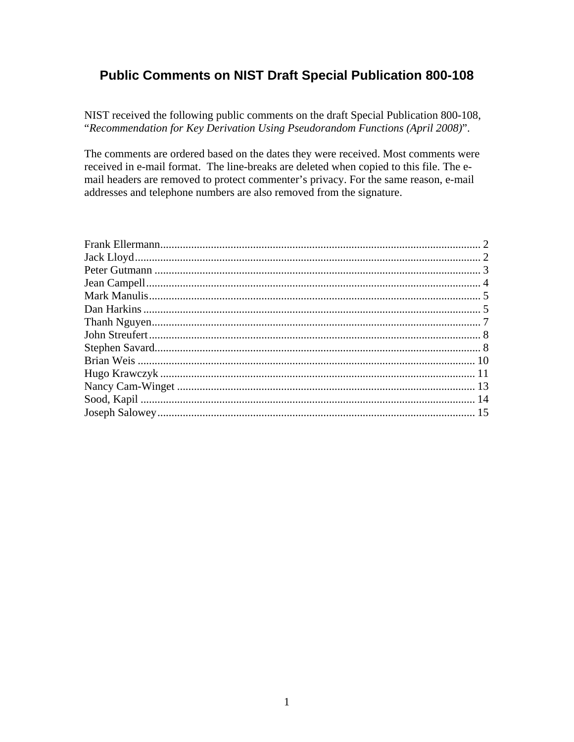# Public Comments on NIST Draft Special Publication 800-108

NIST received the following public comments on the draft Special Publication 800-108, "*Recommendation for Key Derivation Using Pseudorandom Functions (April 2008)*".

The comments are ordered based on the dates they were received. Most comments were received in e-mail format. The line-breaks are deleted when copied to this file. The e-mail headers are removed to protect commenter's privacy. For the same reason, e-mail addresses and telephone numbers are also removed from the signature.

Frank Ellermann.................................................................................................................. 2
Jack Lloyd.......................................................................................................................... 2
Peter Gutmann ................................................................................................................... 3
Jean Campell...................................................................................................................... 4
Mark Manulis..................................................................................................................... 5
Dan Harkins ....................................................................................................................... 5
Thanh Nguyen.................................................................................................................... 7
John Streufert..................................................................................................................... 8
Stephen Savard................................................................................................................... 8
Brian Weis ....................................................................................................................... 10
Hugo Krawczyk ............................................................................................................... 11
Nancy Cam-Winget ......................................................................................................... 13
Sood, Kapil ...................................................................................................................... 14
Joseph Salowey................................................................................................................ 15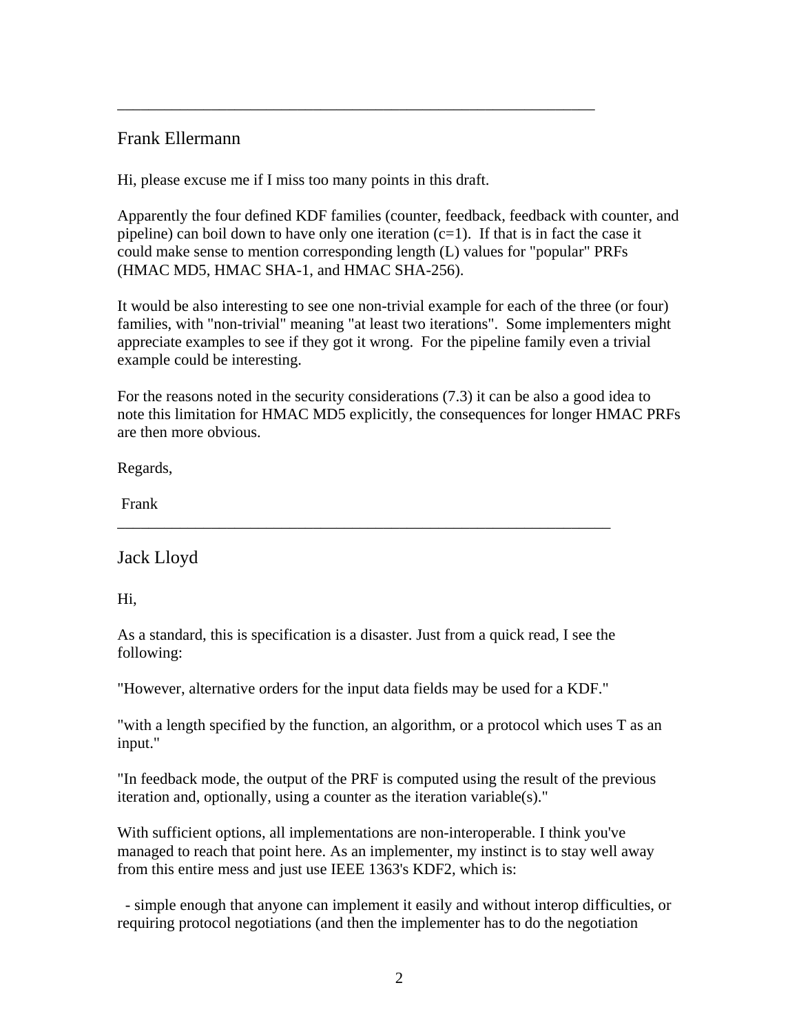---

## Frank Ellermann

Hi, please excuse me if I miss too many points in this draft.

Apparently the four defined KDF families (counter, feedback, feedback with counter, and pipeline) can boil down to have only one iteration (c=1). If that is in fact the case it could make sense to mention corresponding length (L) values for "popular" PRFs (HMAC MD5, HMAC SHA-1, and HMAC SHA-256).

It would be also interesting to see one non-trivial example for each of the three (or four) families, with "non-trivial" meaning "at least two iterations". Some implementers might appreciate examples to see if they got it wrong. For the pipeline family even a trivial example could be interesting.

For the reasons noted in the security considerations (7.3) it can be also a good idea to note this limitation for HMAC MD5 explicitly, the consequences for longer HMAC PRFs are then more obvious.

Regards,

Frank

---

## Jack Lloyd

Hi,

As a standard, this is specification is a disaster. Just from a quick read, I see the following:

"However, alternative orders for the input data fields may be used for a KDF."

"with a length specified by the function, an algorithm, or a protocol which uses T as an input."

"In feedback mode, the output of the PRF is computed using the result of the previous iteration and, optionally, using a counter as the iteration variable(s)."

With sufficient options, all implementations are non-interoperable. I think you've managed to reach that point here. As an implementer, my instinct is to stay well away from this entire mess and just use IEEE 1363's KDF2, which is:

- simple enough that anyone can implement it easily and without interop difficulties, or requiring protocol negotiations (and then the implementer has to do the negotiation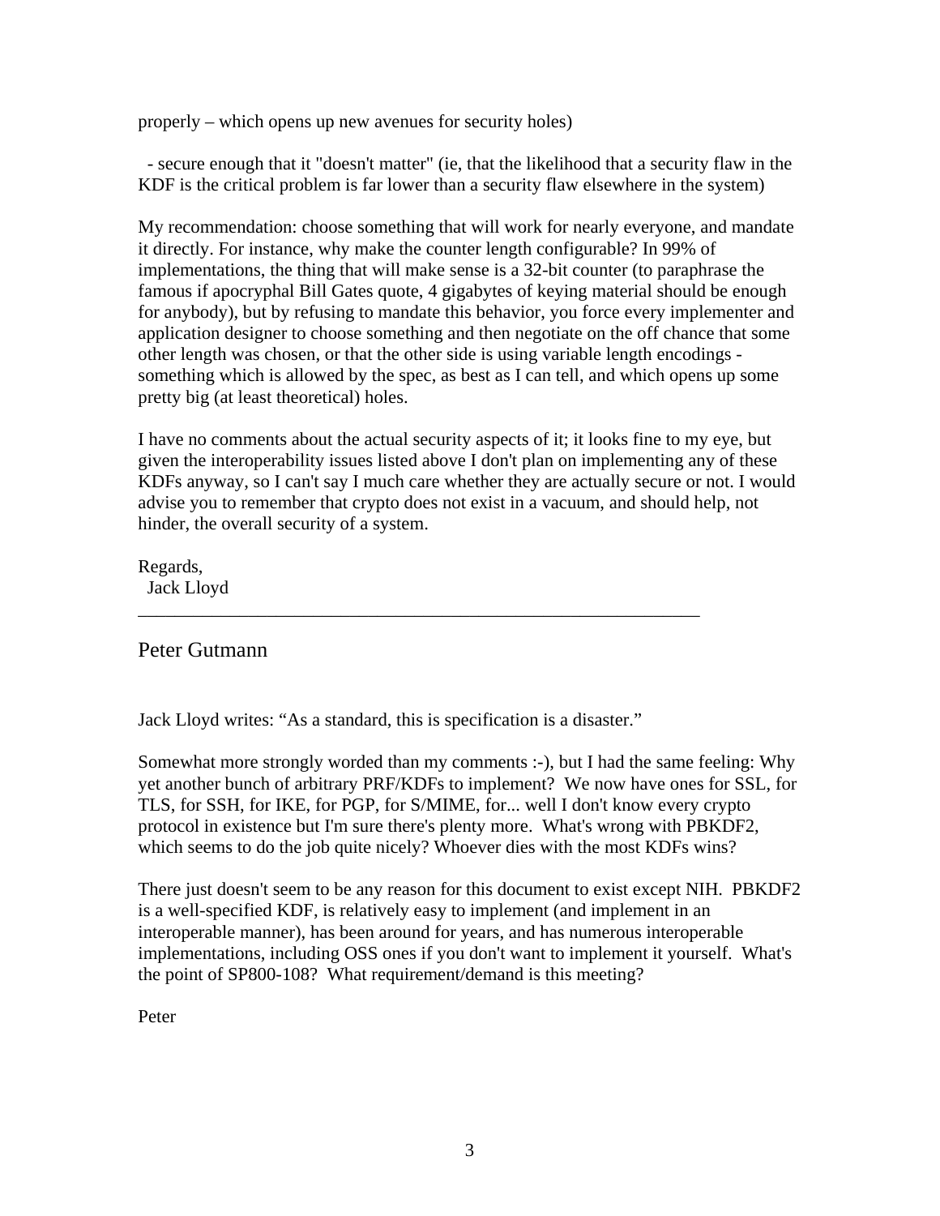properly – which opens up new avenues for security holes)

  - secure enough that it "doesn't matter" (ie, that the likelihood that a security flaw in the KDF is the critical problem is far lower than a security flaw elsewhere in the system)

My recommendation: choose something that will work for nearly everyone, and mandate it directly. For instance, why make the counter length configurable? In 99% of implementations, the thing that will make sense is a 32-bit counter (to paraphrase the famous if apocryphal Bill Gates quote, 4 gigabytes of keying material should be enough for anybody), but by refusing to mandate this behavior, you force every implementer and application designer to choose something and then negotiate on the off chance that some other length was chosen, or that the other side is using variable length encodings - something which is allowed by the spec, as best as I can tell, and which opens up some pretty big (at least theoretical) holes.

I have no comments about the actual security aspects of it; it looks fine to my eye, but given the interoperability issues listed above I don't plan on implementing any of these KDFs anyway, so I can't say I much care whether they are actually secure or not. I would advise you to remember that crypto does not exist in a vacuum, and should help, not hinder, the overall security of a system.

Regards,
  Jack Lloyd

---

## Peter Gutmann

Jack Lloyd writes: "As a standard, this is specification is a disaster."

Somewhat more strongly worded than my comments :-), but I had the same feeling: Why yet another bunch of arbitrary PRF/KDFs to implement? We now have ones for SSL, for TLS, for SSH, for IKE, for PGP, for S/MIME, for... well I don't know every crypto protocol in existence but I'm sure there's plenty more. What's wrong with PBKDF2, which seems to do the job quite nicely? Whoever dies with the most KDFs wins?

There just doesn't seem to be any reason for this document to exist except NIH. PBKDF2 is a well-specified KDF, is relatively easy to implement (and implement in an interoperable manner), has been around for years, and has numerous interoperable implementations, including OSS ones if you don't want to implement it yourself. What's the point of SP800-108? What requirement/demand is this meeting?

Peter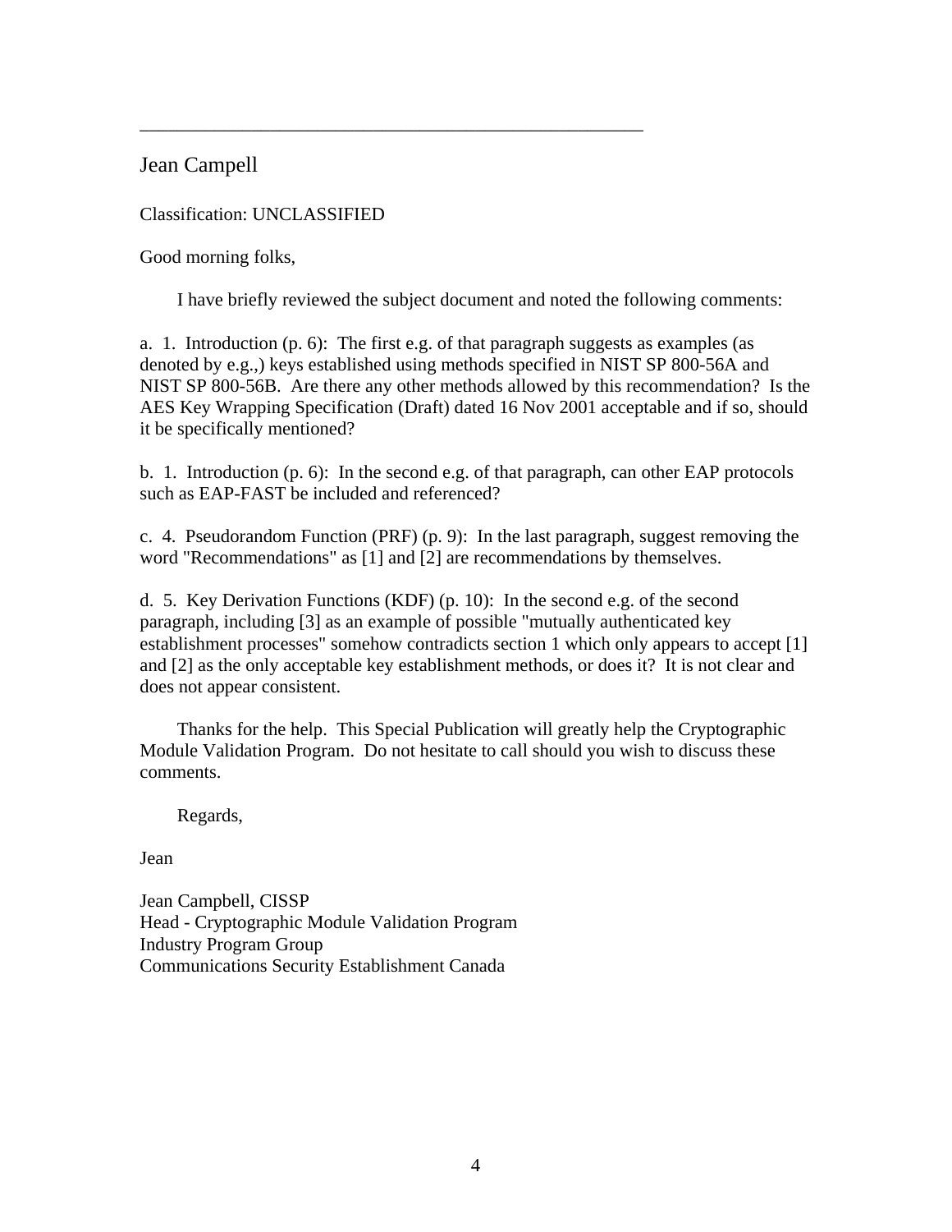---

## Jean Campell

Classification: UNCLASSIFIED

Good morning folks,

I have briefly reviewed the subject document and noted the following comments:

a. 1. Introduction (p. 6): The first e.g. of that paragraph suggests as examples (as denoted by e.g.,) keys established using methods specified in NIST SP 800-56A and NIST SP 800-56B. Are there any other methods allowed by this recommendation? Is the AES Key Wrapping Specification (Draft) dated 16 Nov 2001 acceptable and if so, should it be specifically mentioned?

b. 1. Introduction (p. 6): In the second e.g. of that paragraph, can other EAP protocols such as EAP-FAST be included and referenced?

c. 4. Pseudorandom Function (PRF) (p. 9): In the last paragraph, suggest removing the word "Recommendations" as [1] and [2] are recommendations by themselves.

d. 5. Key Derivation Functions (KDF) (p. 10): In the second e.g. of the second paragraph, including [3] as an example of possible "mutually authenticated key establishment processes" somehow contradicts section 1 which only appears to accept [1] and [2] as the only acceptable key establishment methods, or does it? It is not clear and does not appear consistent.

Thanks for the help. This Special Publication will greatly help the Cryptographic Module Validation Program. Do not hesitate to call should you wish to discuss these comments.

Regards,

Jean

Jean Campbell, CISSP
Head - Cryptographic Module Validation Program
Industry Program Group
Communications Security Establishment Canada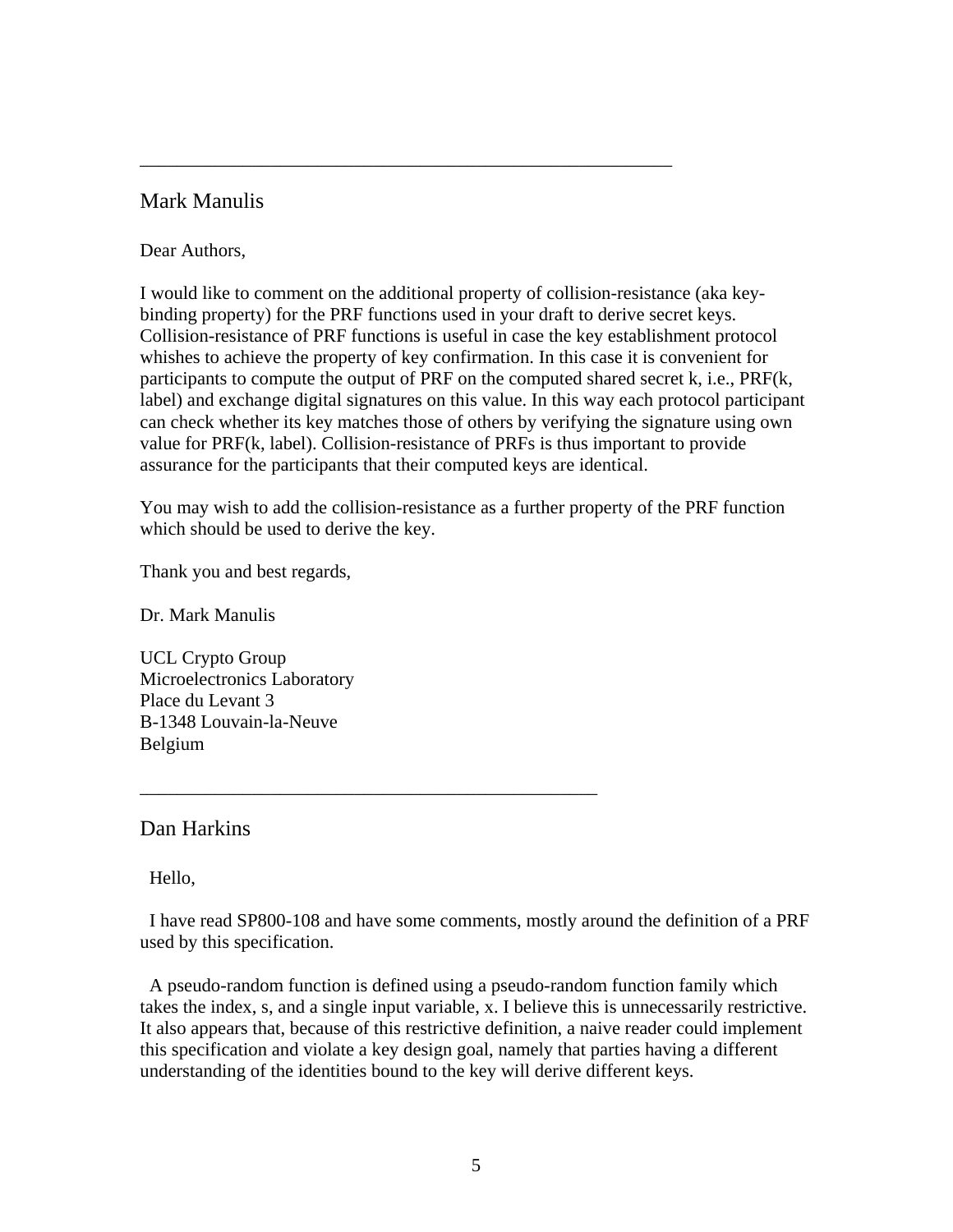---

## Mark Manulis

Dear Authors,

I would like to comment on the additional property of collision-resistance (aka key-binding property) for the PRF functions used in your draft to derive secret keys. Collision-resistance of PRF functions is useful in case the key establishment protocol whishes to achieve the property of key confirmation. In this case it is convenient for participants to compute the output of PRF on the computed shared secret k, i.e., PRF(k, label) and exchange digital signatures on this value. In this way each protocol participant can check whether its key matches those of others by verifying the signature using own value for PRF(k, label). Collision-resistance of PRFs is thus important to provide assurance for the participants that their computed keys are identical.

You may wish to add the collision-resistance as a further property of the PRF function which should be used to derive the key.

Thank you and best regards,

Dr. Mark Manulis

UCL Crypto Group
Microelectronics Laboratory
Place du Levant 3
B-1348 Louvain-la-Neuve
Belgium

---

## Dan Harkins

Hello,

I have read SP800-108 and have some comments, mostly around the definition of a PRF used by this specification.

A pseudo-random function is defined using a pseudo-random function family which takes the index, s, and a single input variable, x. I believe this is unnecessarily restrictive. It also appears that, because of this restrictive definition, a naive reader could implement this specification and violate a key design goal, namely that parties having a different understanding of the identities bound to the key will derive different keys.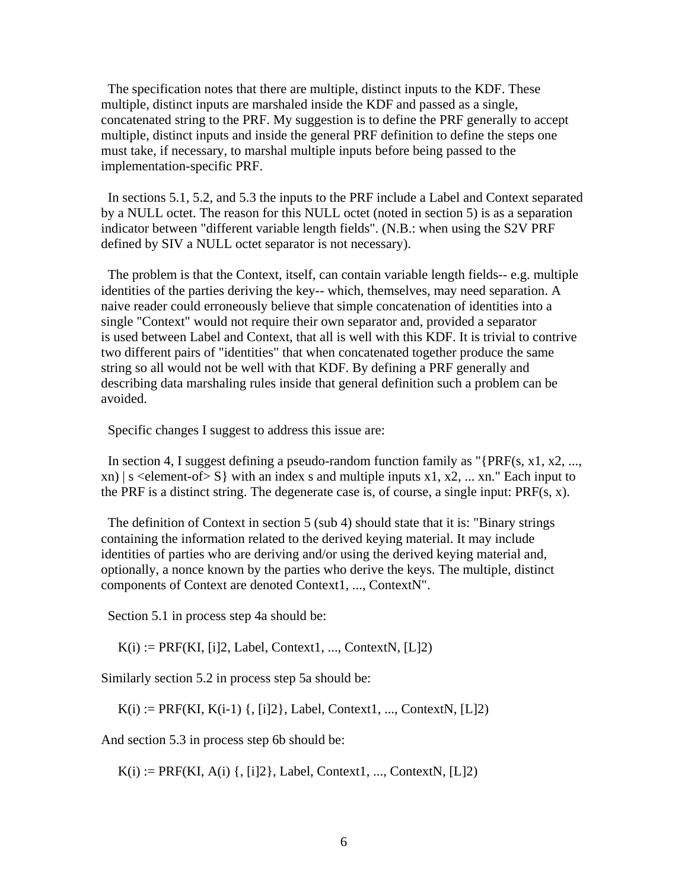The specification notes that there are multiple, distinct inputs to the KDF. These multiple, distinct inputs are marshaled inside the KDF and passed as a single, concatenated string to the PRF. My suggestion is to define the PRF generally to accept multiple, distinct inputs and inside the general PRF definition to define the steps one must take, if necessary, to marshal multiple inputs before being passed to the implementation-specific PRF.

In sections 5.1, 5.2, and 5.3 the inputs to the PRF include a Label and Context separated by a NULL octet. The reason for this NULL octet (noted in section 5) is as a separation indicator between "different variable length fields". (N.B.: when using the S2V PRF defined by SIV a NULL octet separator is not necessary).

The problem is that the Context, itself, can contain variable length fields-- e.g. multiple identities of the parties deriving the key-- which, themselves, may need separation. A naive reader could erroneously believe that simple concatenation of identities into a single "Context" would not require their own separator and, provided a separator is used between Label and Context, that all is well with this KDF. It is trivial to contrive two different pairs of "identities" that when concatenated together produce the same string so all would not be well with that KDF. By defining a PRF generally and describing data marshaling rules inside that general definition such a problem can be avoided.

Specific changes I suggest to address this issue are:

In section 4, I suggest defining a pseudo-random function family as "{PRF(s, x1, x2, ..., xn) | s <element-of> S} with an index s and multiple inputs x1, x2, ... xn." Each input to the PRF is a distinct string. The degenerate case is, of course, a single input: PRF(s, x).

The definition of Context in section 5 (sub 4) should state that it is: "Binary strings containing the information related to the derived keying material. It may include identities of parties who are deriving and/or using the derived keying material and, optionally, a nonce known by the parties who derive the keys. The multiple, distinct components of Context are denoted Context1, ..., ContextN".

Section 5.1 in process step 4a should be:

K(i) := PRF(KI, [i]2, Label, Context1, ..., ContextN, [L]2)

Similarly section 5.2 in process step 5a should be:

K(i) := PRF(KI, K(i-1) {, [i]2}, Label, Context1, ..., ContextN, [L]2)

And section 5.3 in process step 6b should be:

K(i) := PRF(KI, A(i) {, [i]2}, Label, Context1, ..., ContextN, [L]2)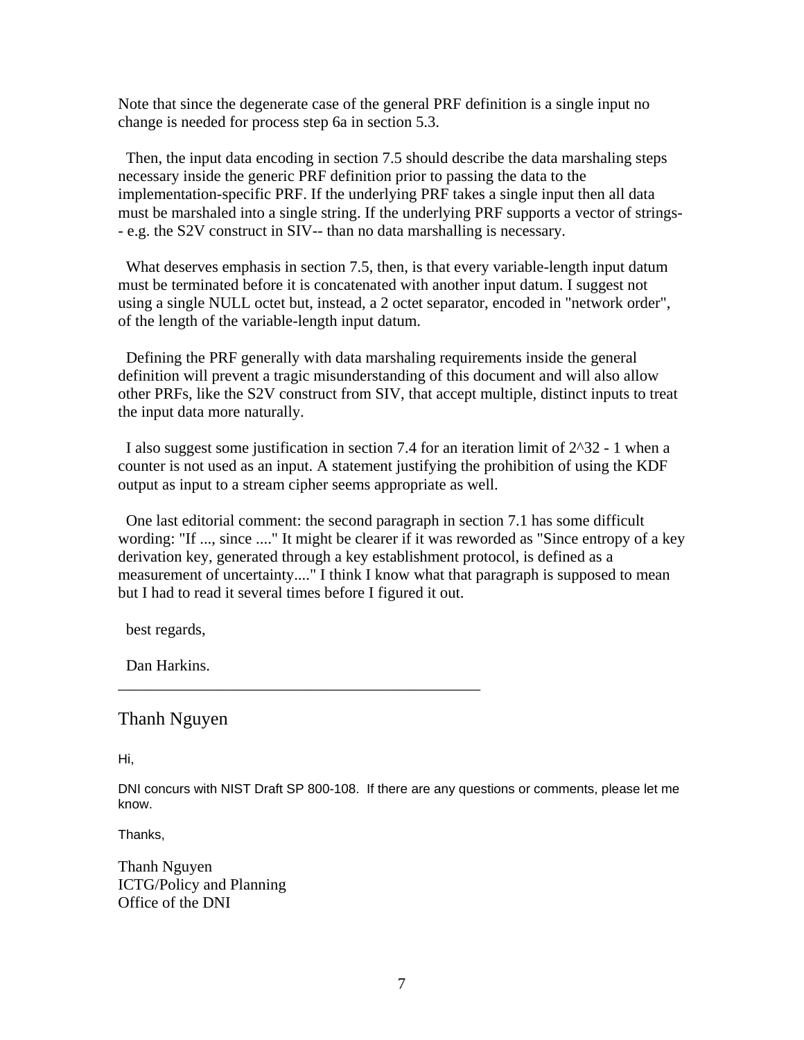Note that since the degenerate case of the general PRF definition is a single input no change is needed for process step 6a in section 5.3.

Then, the input data encoding in section 7.5 should describe the data marshaling steps necessary inside the generic PRF definition prior to passing the data to the implementation-specific PRF. If the underlying PRF takes a single input then all data must be marshaled into a single string. If the underlying PRF supports a vector of strings-- e.g. the S2V construct in SIV-- than no data marshalling is necessary.

What deserves emphasis in section 7.5, then, is that every variable-length input datum must be terminated before it is concatenated with another input datum. I suggest not using a single NULL octet but, instead, a 2 octet separator, encoded in "network order", of the length of the variable-length input datum.

Defining the PRF generally with data marshaling requirements inside the general definition will prevent a tragic misunderstanding of this document and will also allow other PRFs, like the S2V construct from SIV, that accept multiple, distinct inputs to treat the input data more naturally.

I also suggest some justification in section 7.4 for an iteration limit of $2^{32} - 1$ when a counter is not used as an input. A statement justifying the prohibition of using the KDF output as input to a stream cipher seems appropriate as well.

One last editorial comment: the second paragraph in section 7.1 has some difficult wording: "If ..., since ...." It might be clearer if it was reworded as "Since entropy of a key derivation key, generated through a key establishment protocol, is defined as a measurement of uncertainty...." I think I know what that paragraph is supposed to mean but I had to read it several times before I figured it out.

best regards,

Dan Harkins.

---

## Thanh Nguyen

Hi,

DNI concurs with NIST Draft SP 800-108. If there are any questions or comments, please let me know.

Thanks,

Thanh Nguyen
ICTG/Policy and Planning
Office of the DNI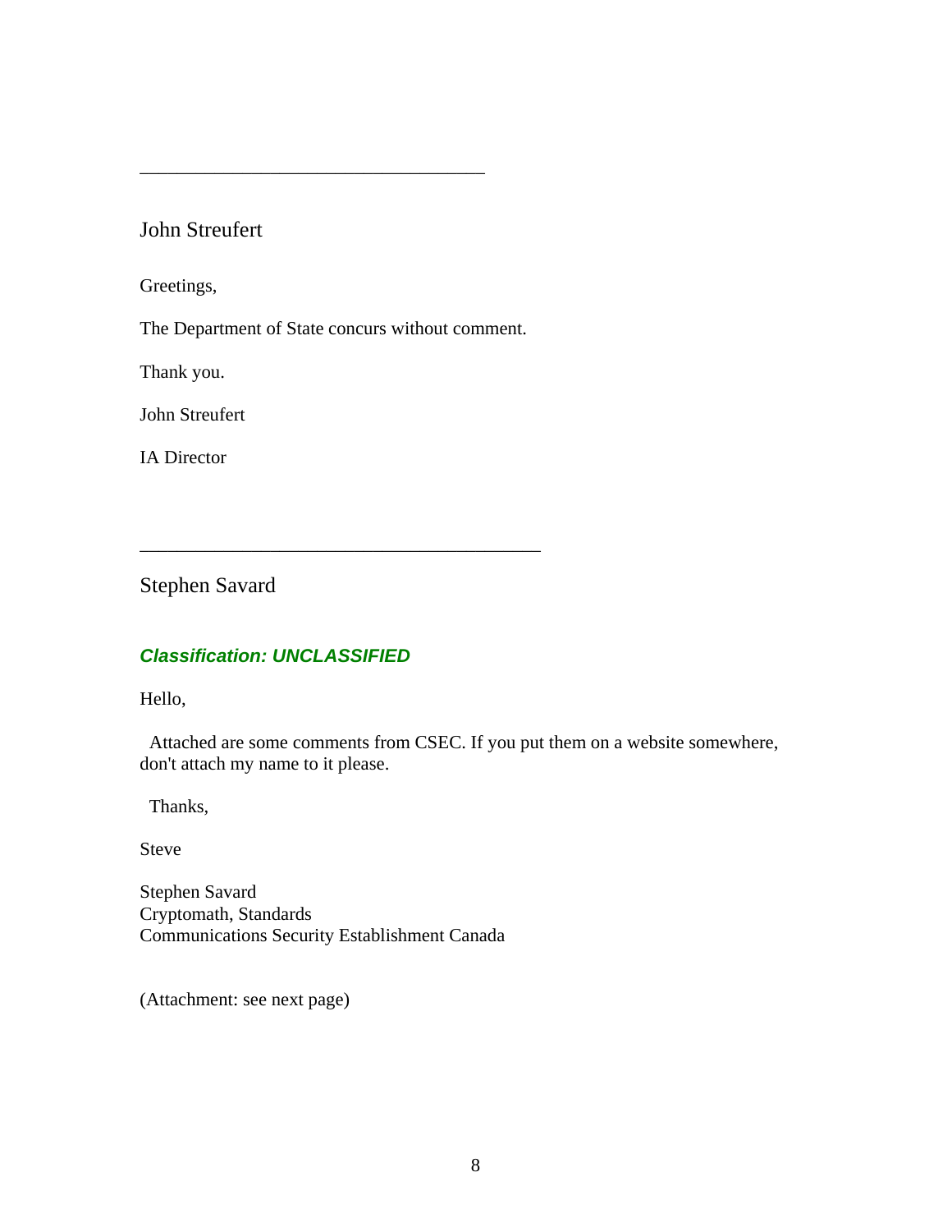---

John Streufert

Greetings,

The Department of State concurs without comment.

Thank you.

John Streufert

IA Director

---

Stephen Savard

***Classification: UNCLASSIFIED***

Hello,

Attached are some comments from CSEC. If you put them on a website somewhere, don't attach my name to it please.

Thanks,

Steve

Stephen Savard
Cryptomath, Standards
Communications Security Establishment Canada

(Attachment: see next page)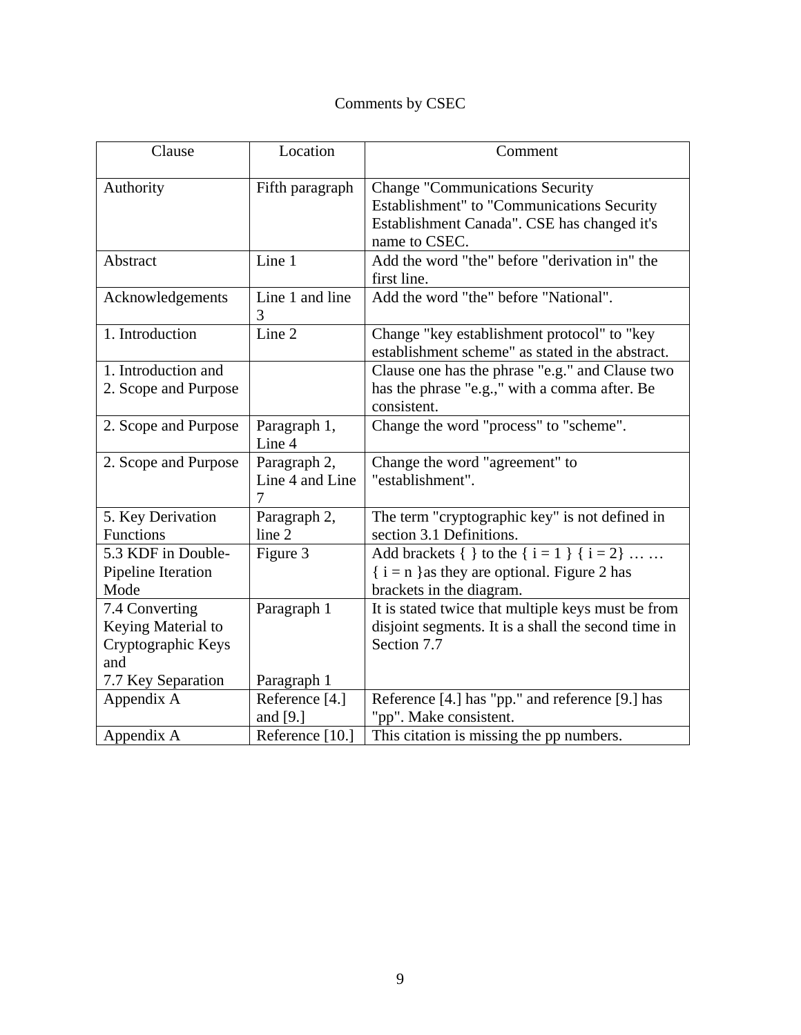Comments by CSEC

| Clause | Location | Comment |
|---|---|---|
| Authority | Fifth paragraph | Change "Communications Security Establishment" to "Communications Security Establishment Canada". CSE has changed it's name to CSEC. |
| Abstract | Line 1 | Add the word "the" before "derivation in" the first line. |
| Acknowledgements | Line 1 and line 3 | Add the word "the" before "National". |
| 1. Introduction | Line 2 | Change "key establishment protocol" to "key establishment scheme" as stated in the abstract. |
| 1. Introduction and 2. Scope and Purpose | | Clause one has the phrase "e.g." and Clause two has the phrase "e.g.," with a comma after. Be consistent. |
| 2. Scope and Purpose | Paragraph 1, Line 4 | Change the word "process" to "scheme". |
| 2. Scope and Purpose | Paragraph 2, Line 4 and Line 7 | Change the word "agreement" to "establishment". |
| 5. Key Derivation Functions | Paragraph 2, line 2 | The term "cryptographic key" is not defined in section 3.1 Definitions. |
| 5.3 KDF in Double-Pipeline Iteration Mode | Figure 3 | Add brackets { } to the { i = 1 } { i = 2} … … { i = n }as they are optional. Figure 2 has brackets in the diagram. |
| 7.4 Converting Keying Material to Cryptographic Keys and 7.7 Key Separation | Paragraph 1 Paragraph 1 | It is stated twice that multiple keys must be from disjoint segments. It is a shall the second time in Section 7.7 |
| Appendix A | Reference [4.] and [9.] | Reference [4.] has "pp." and reference [9.] has "pp". Make consistent. |
| Appendix A | Reference [10.] | This citation is missing the pp numbers. |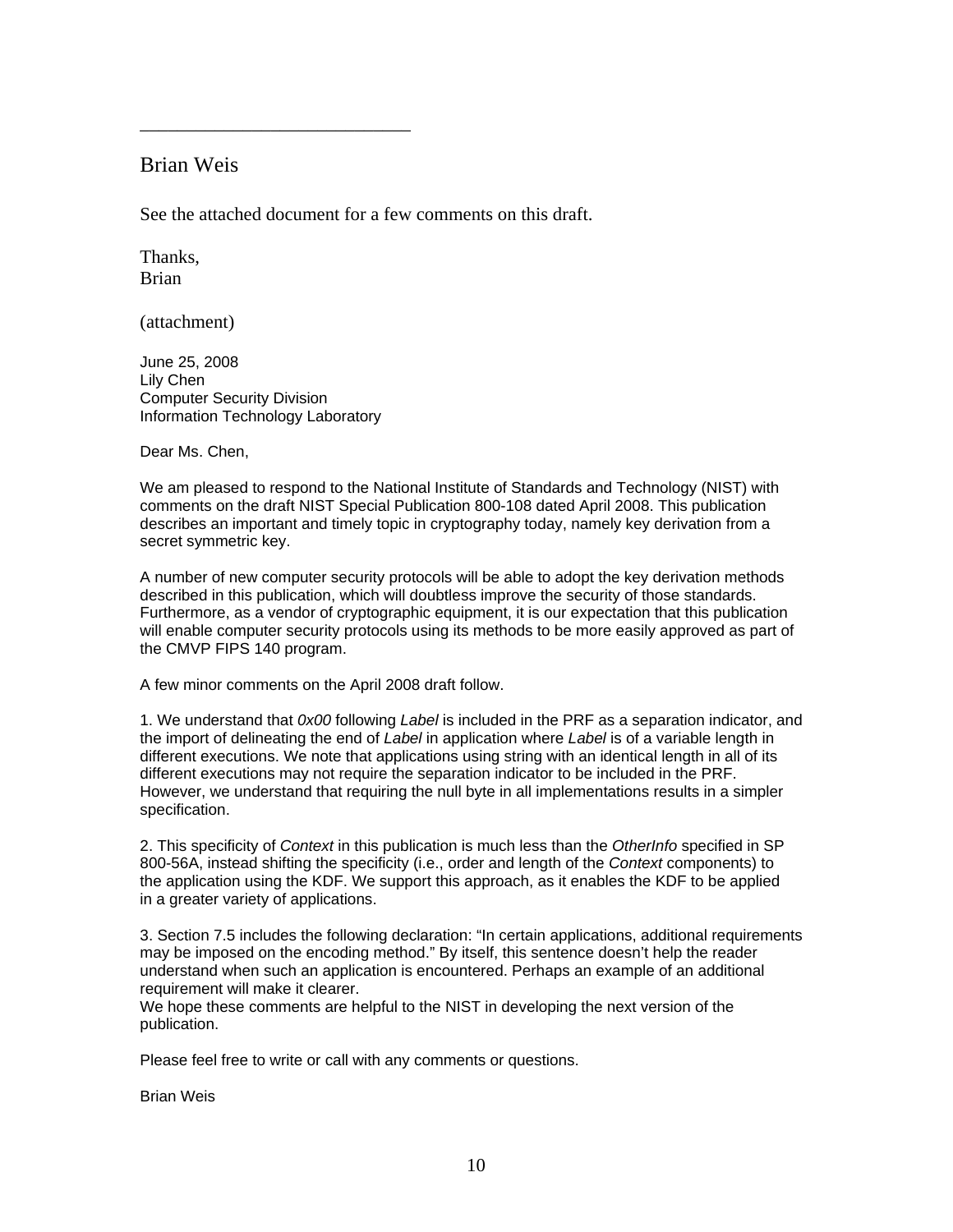___________________________

## Brian Weis

See the attached document for a few comments on this draft.

Thanks,
Brian

(attachment)

June 25, 2008
Lily Chen
Computer Security Division
Information Technology Laboratory

Dear Ms. Chen,

We am pleased to respond to the National Institute of Standards and Technology (NIST) with comments on the draft NIST Special Publication 800-108 dated April 2008. This publication describes an important and timely topic in cryptography today, namely key derivation from a secret symmetric key.

A number of new computer security protocols will be able to adopt the key derivation methods described in this publication, which will doubtless improve the security of those standards. Furthermore, as a vendor of cryptographic equipment, it is our expectation that this publication will enable computer security protocols using its methods to be more easily approved as part of the CMVP FIPS 140 program.

A few minor comments on the April 2008 draft follow.

1. We understand that *0x00* following *Label* is included in the PRF as a separation indicator, and the import of delineating the end of *Label* in application where *Label* is of a variable length in different executions. We note that applications using string with an identical length in all of its different executions may not require the separation indicator to be included in the PRF. However, we understand that requiring the null byte in all implementations results in a simpler specification.

2. This specificity of *Context* in this publication is much less than the *OtherInfo* specified in SP 800-56A, instead shifting the specificity (i.e., order and length of the *Context* components) to the application using the KDF. We support this approach, as it enables the KDF to be applied in a greater variety of applications.

3. Section 7.5 includes the following declaration: "In certain applications, additional requirements may be imposed on the encoding method." By itself, this sentence doesn't help the reader understand when such an application is encountered. Perhaps an example of an additional requirement will make it clearer.
We hope these comments are helpful to the NIST in developing the next version of the publication.

Please feel free to write or call with any comments or questions.

Brian Weis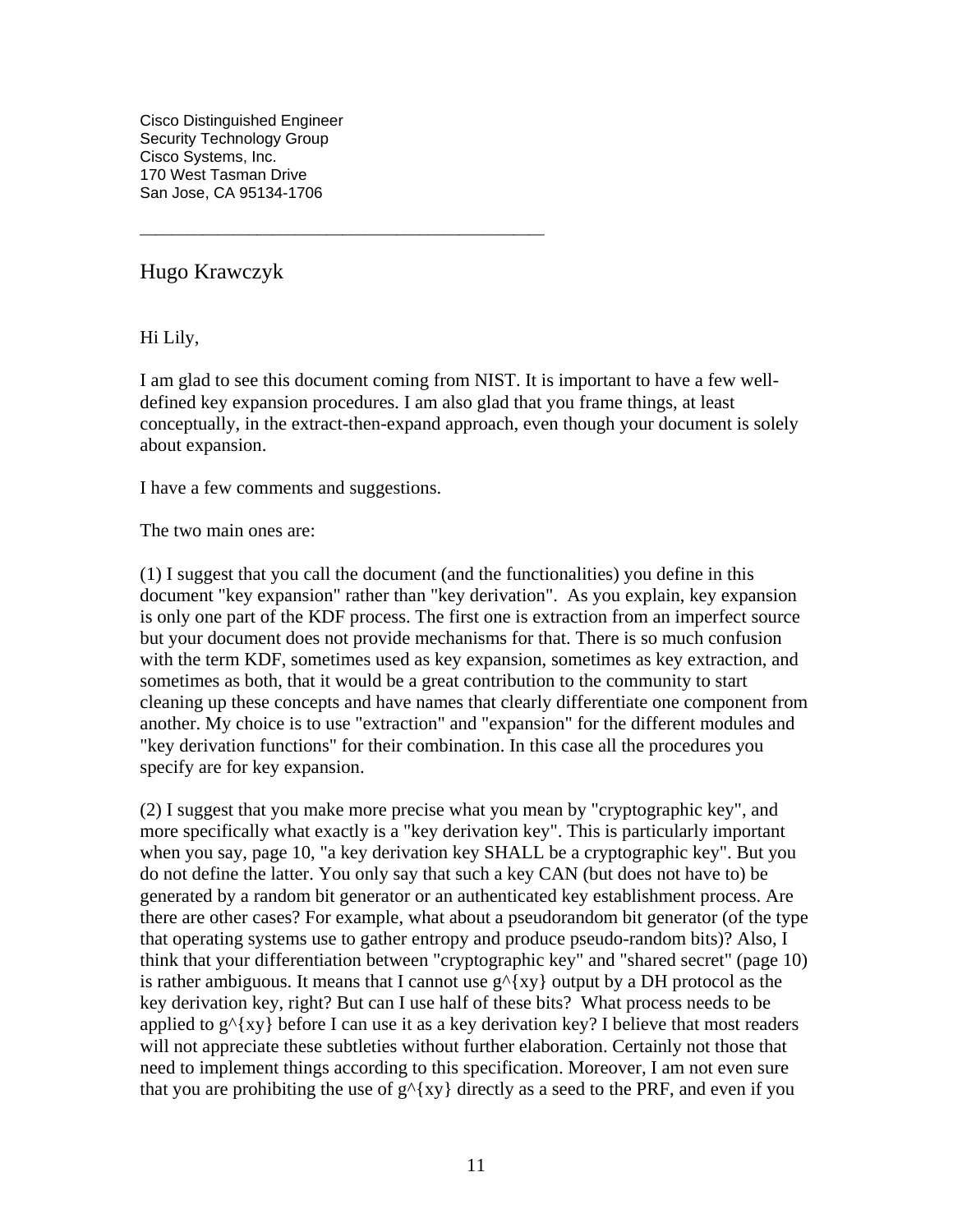Cisco Distinguished Engineer
Security Technology Group
Cisco Systems, Inc.
170 West Tasman Drive
San Jose, CA 95134-1706

---

Hugo Krawczyk

Hi Lily,

I am glad to see this document coming from NIST. It is important to have a few well-defined key expansion procedures. I am also glad that you frame things, at least conceptually, in the extract-then-expand approach, even though your document is solely about expansion.

I have a few comments and suggestions.

The two main ones are:

(1) I suggest that you call the document (and the functionalities) you define in this document "key expansion" rather than "key derivation". As you explain, key expansion is only one part of the KDF process. The first one is extraction from an imperfect source but your document does not provide mechanisms for that. There is so much confusion with the term KDF, sometimes used as key expansion, sometimes as key extraction, and sometimes as both, that it would be a great contribution to the community to start cleaning up these concepts and have names that clearly differentiate one component from another. My choice is to use "extraction" and "expansion" for the different modules and "key derivation functions" for their combination. In this case all the procedures you specify are for key expansion.

(2) I suggest that you make more precise what you mean by "cryptographic key", and more specifically what exactly is a "key derivation key". This is particularly important when you say, page 10, "a key derivation key SHALL be a cryptographic key". But you do not define the latter. You only say that such a key CAN (but does not have to) be generated by a random bit generator or an authenticated key establishment process. Are there are other cases? For example, what about a pseudorandom bit generator (of the type that operating systems use to gather entropy and produce pseudo-random bits)? Also, I think that your differentiation between "cryptographic key" and "shared secret" (page 10) is rather ambiguous. It means that I cannot use g^{xy} output by a DH protocol as the key derivation key, right? But can I use half of these bits? What process needs to be applied to g^{xy} before I can use it as a key derivation key? I believe that most readers will not appreciate these subtleties without further elaboration. Certainly not those that need to implement things according to this specification. Moreover, I am not even sure that you are prohibiting the use of g^{xy} directly as a seed to the PRF, and even if you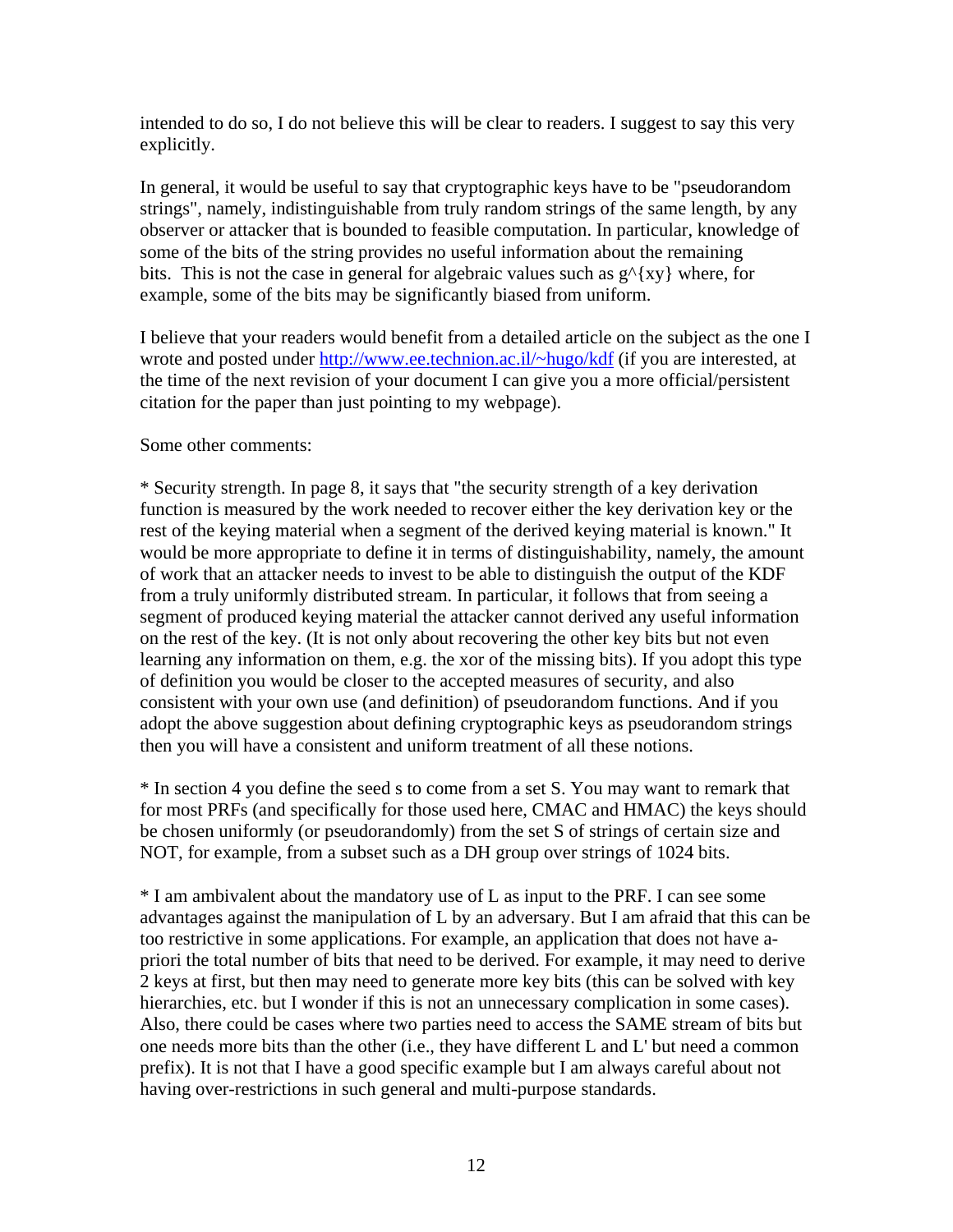intended to do so, I do not believe this will be clear to readers. I suggest to say this very explicitly.

In general, it would be useful to say that cryptographic keys have to be "pseudorandom strings", namely, indistinguishable from truly random strings of the same length, by any observer or attacker that is bounded to feasible computation. In particular, knowledge of some of the bits of the string provides no useful information about the remaining bits. This is not the case in general for algebraic values such as $g^{xy}$ where, for example, some of the bits may be significantly biased from uniform.

I believe that your readers would benefit from a detailed article on the subject as the one I wrote and posted under http://www.ee.technion.ac.il/~hugo/kdf (if you are interested, at the time of the next revision of your document I can give you a more official/persistent citation for the paper than just pointing to my webpage).

Some other comments:

* Security strength. In page 8, it says that "the security strength of a key derivation function is measured by the work needed to recover either the key derivation key or the rest of the keying material when a segment of the derived keying material is known." It would be more appropriate to define it in terms of distinguishability, namely, the amount of work that an attacker needs to invest to be able to distinguish the output of the KDF from a truly uniformly distributed stream. In particular, it follows that from seeing a segment of produced keying material the attacker cannot derived any useful information on the rest of the key. (It is not only about recovering the other key bits but not even learning any information on them, e.g. the xor of the missing bits). If you adopt this type of definition you would be closer to the accepted measures of security, and also consistent with your own use (and definition) of pseudorandom functions. And if you adopt the above suggestion about defining cryptographic keys as pseudorandom strings then you will have a consistent and uniform treatment of all these notions.

* In section 4 you define the seed s to come from a set S. You may want to remark that for most PRFs (and specifically for those used here, CMAC and HMAC) the keys should be chosen uniformly (or pseudorandomly) from the set S of strings of certain size and NOT, for example, from a subset such as a DH group over strings of 1024 bits.

* I am ambivalent about the mandatory use of L as input to the PRF. I can see some advantages against the manipulation of L by an adversary. But I am afraid that this can be too restrictive in some applications. For example, an application that does not have a-priori the total number of bits that need to be derived. For example, it may need to derive 2 keys at first, but then may need to generate more key bits (this can be solved with key hierarchies, etc. but I wonder if this is not an unnecessary complication in some cases). Also, there could be cases where two parties need to access the SAME stream of bits but one needs more bits than the other (i.e., they have different L and L' but need a common prefix). It is not that I have a good specific example but I am always careful about not having over-restrictions in such general and multi-purpose standards.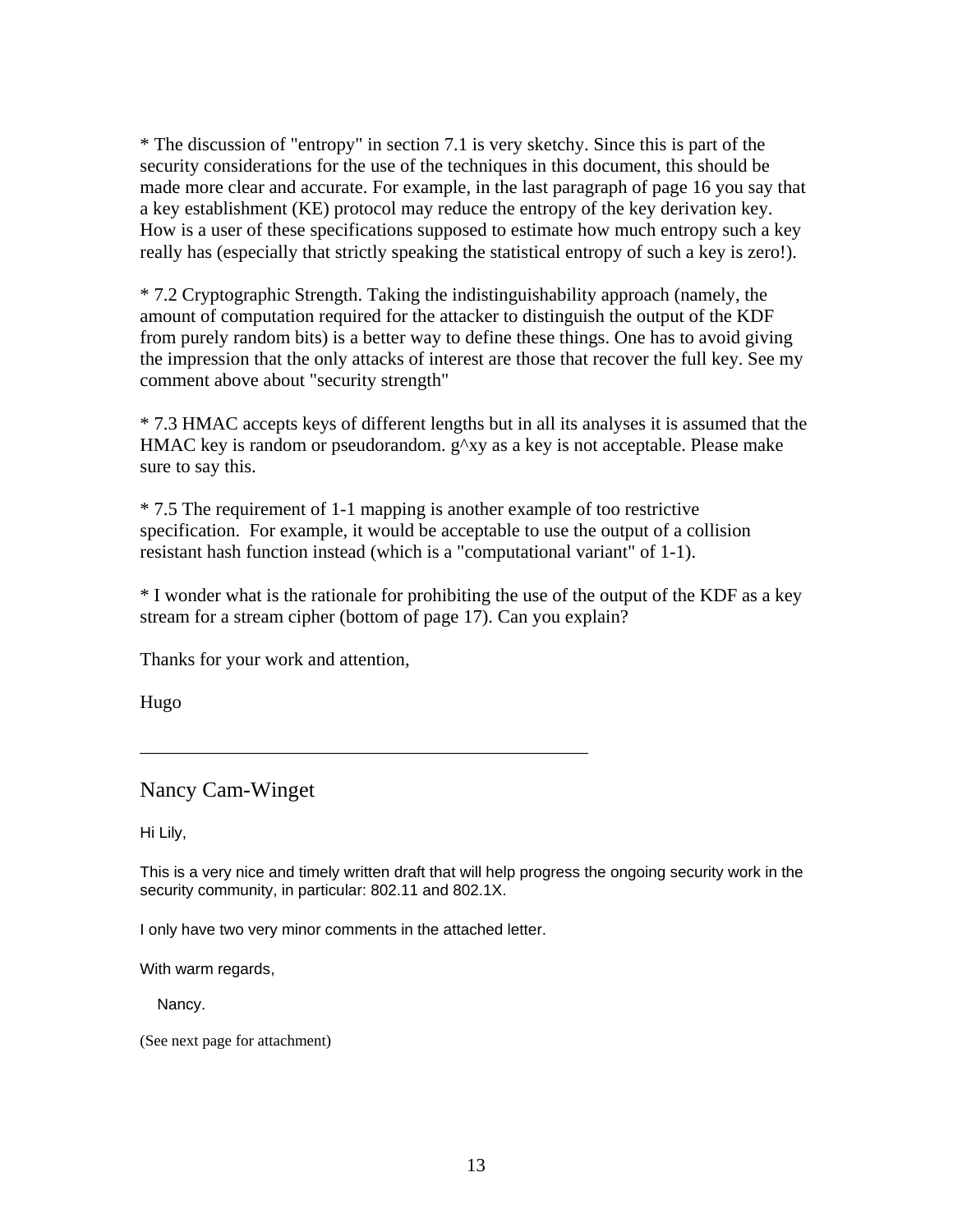* The discussion of "entropy" in section 7.1 is very sketchy. Since this is part of the security considerations for the use of the techniques in this document, this should be made more clear and accurate. For example, in the last paragraph of page 16 you say that a key establishment (KE) protocol may reduce the entropy of the key derivation key. How is a user of these specifications supposed to estimate how much entropy such a key really has (especially that strictly speaking the statistical entropy of such a key is zero!).

* 7.2 Cryptographic Strength. Taking the indistinguishability approach (namely, the amount of computation required for the attacker to distinguish the output of the KDF from purely random bits) is a better way to define these things. One has to avoid giving the impression that the only attacks of interest are those that recover the full key. See my comment above about "security strength"

* 7.3 HMAC accepts keys of different lengths but in all its analyses it is assumed that the HMAC key is random or pseudorandom. $g^{xy}$ as a key is not acceptable. Please make sure to say this.

* 7.5 The requirement of 1-1 mapping is another example of too restrictive specification. For example, it would be acceptable to use the output of a collision resistant hash function instead (which is a "computational variant" of 1-1).

* I wonder what is the rationale for prohibiting the use of the output of the KDF as a key stream for a stream cipher (bottom of page 17). Can you explain?

Thanks for your work and attention,

Hugo

---

## Nancy Cam-Winget

Hi Lily,

This is a very nice and timely written draft that will help progress the ongoing security work in the security community, in particular: 802.11 and 802.1X.

I only have two very minor comments in the attached letter.

With warm regards,

Nancy.

(See next page for attachment)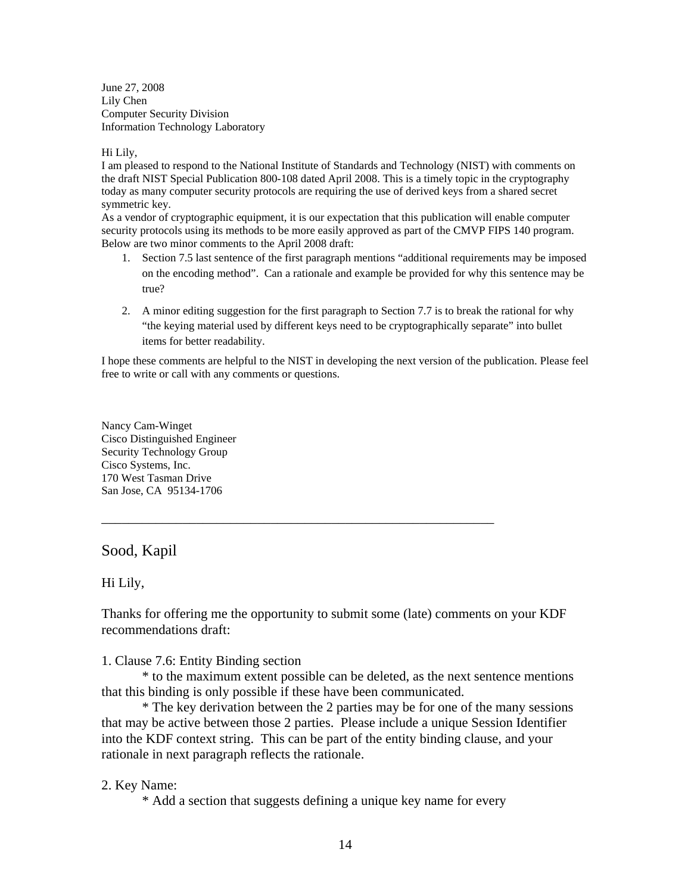June 27, 2008
Lily Chen
Computer Security Division
Information Technology Laboratory

Hi Lily,
I am pleased to respond to the National Institute of Standards and Technology (NIST) with comments on the draft NIST Special Publication 800-108 dated April 2008. This is a timely topic in the cryptography today as many computer security protocols are requiring the use of derived keys from a shared secret symmetric key.
As a vendor of cryptographic equipment, it is our expectation that this publication will enable computer security protocols using its methods to be more easily approved as part of the CMVP FIPS 140 program.
Below are two minor comments to the April 2008 draft:

1. Section 7.5 last sentence of the first paragraph mentions "additional requirements may be imposed on the encoding method". Can a rationale and example be provided for why this sentence may be true?

2. A minor editing suggestion for the first paragraph to Section 7.7 is to break the rational for why "the keying material used by different keys need to be cryptographically separate" into bullet items for better readability.

I hope these comments are helpful to the NIST in developing the next version of the publication. Please feel free to write or call with any comments or questions.

Nancy Cam-Winget
Cisco Distinguished Engineer
Security Technology Group
Cisco Systems, Inc.
170 West Tasman Drive
San Jose, CA 95134-1706

---

## Sood, Kapil

Hi Lily,

Thanks for offering me the opportunity to submit some (late) comments on your KDF recommendations draft:

1. Clause 7.6: Entity Binding section
   * to the maximum extent possible can be deleted, as the next sentence mentions that this binding is only possible if these have been communicated.
   * The key derivation between the 2 parties may be for one of the many sessions that may be active between those 2 parties. Please include a unique Session Identifier into the KDF context string. This can be part of the entity binding clause, and your rationale in next paragraph reflects the rationale.

2. Key Name:
   * Add a section that suggests defining a unique key name for every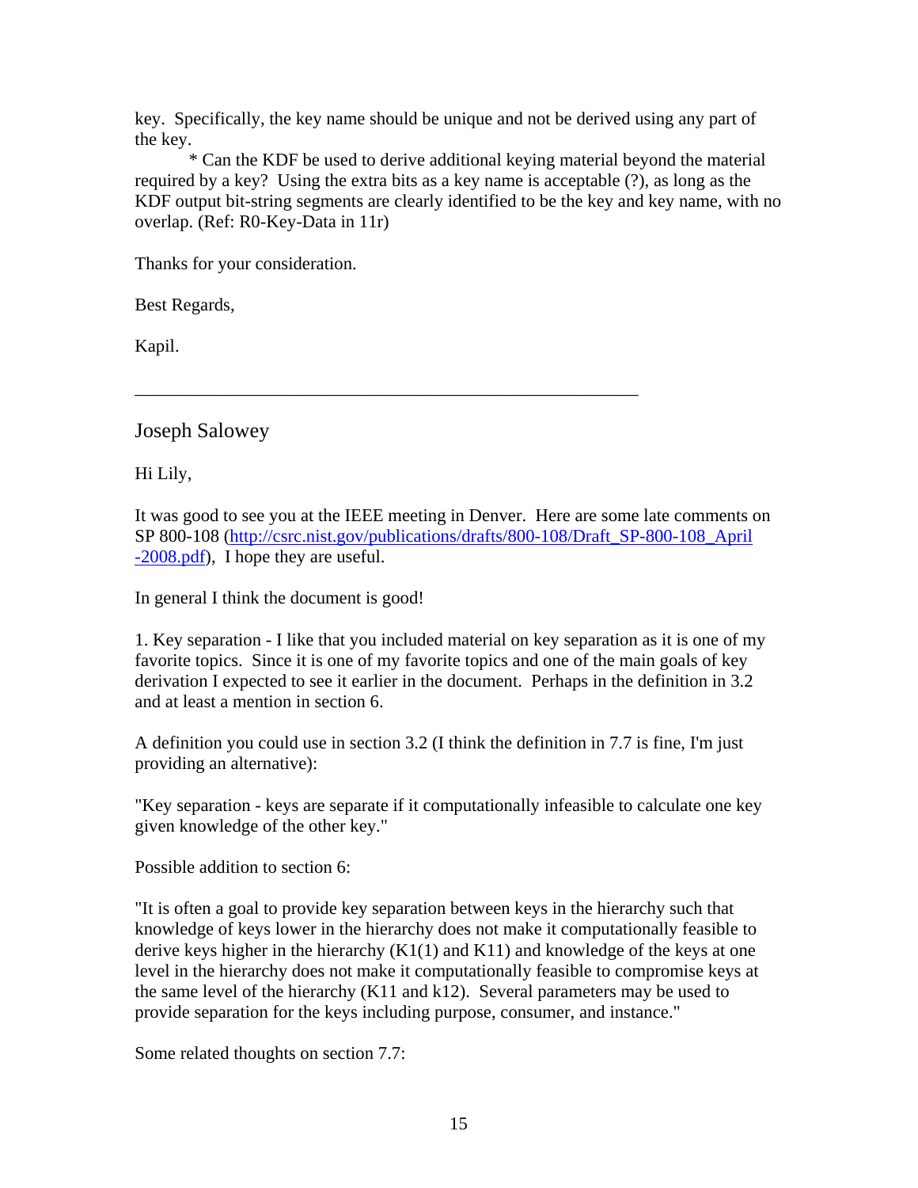key. Specifically, the key name should be unique and not be derived using any part of the key.

* Can the KDF be used to derive additional keying material beyond the material required by a key? Using the extra bits as a key name is acceptable (?), as long as the KDF output bit-string segments are clearly identified to be the key and key name, with no overlap. (Ref: R0-Key-Data in 11r)

Thanks for your consideration.

Best Regards,

Kapil.

---

## Joseph Salowey

Hi Lily,

It was good to see you at the IEEE meeting in Denver. Here are some late comments on SP 800-108 (http://csrc.nist.gov/publications/drafts/800-108/Draft_SP-800-108_April-2008.pdf), I hope they are useful.

In general I think the document is good!

1. Key separation - I like that you included material on key separation as it is one of my favorite topics. Since it is one of my favorite topics and one of the main goals of key derivation I expected to see it earlier in the document. Perhaps in the definition in 3.2 and at least a mention in section 6.

A definition you could use in section 3.2 (I think the definition in 7.7 is fine, I'm just providing an alternative):

"Key separation - keys are separate if it computationally infeasible to calculate one key given knowledge of the other key."

Possible addition to section 6:

"It is often a goal to provide key separation between keys in the hierarchy such that knowledge of keys lower in the hierarchy does not make it computationally feasible to derive keys higher in the hierarchy (K1(1) and K11) and knowledge of the keys at one level in the hierarchy does not make it computationally feasible to compromise keys at the same level of the hierarchy (K11 and k12). Several parameters may be used to provide separation for the keys including purpose, consumer, and instance."

Some related thoughts on section 7.7: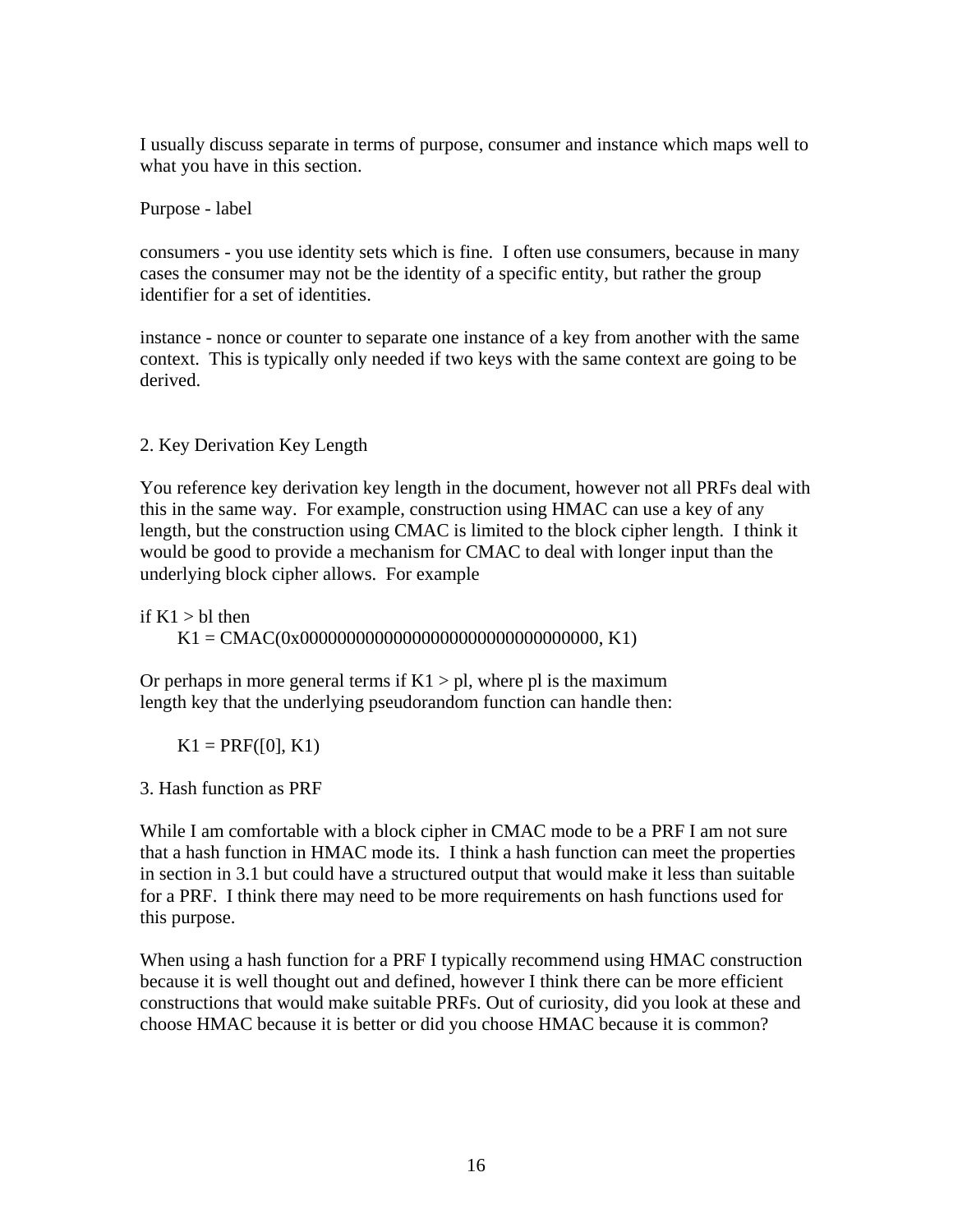I usually discuss separate in terms of purpose, consumer and instance which maps well to what you have in this section.

Purpose - label

consumers - you use identity sets which is fine. I often use consumers, because in many cases the consumer may not be the identity of a specific entity, but rather the group identifier for a set of identities.

instance - nonce or counter to separate one instance of a key from another with the same context. This is typically only needed if two keys with the same context are going to be derived.

2. Key Derivation Key Length

You reference key derivation key length in the document, however not all PRFs deal with this in the same way. For example, construction using HMAC can use a key of any length, but the construction using CMAC is limited to the block cipher length. I think it would be good to provide a mechanism for CMAC to deal with longer input than the underlying block cipher allows. For example

```
if K1 > bl then
    K1 = CMAC(0x00000000000000000000000000000000, K1)
```

Or perhaps in more general terms if K1 > pl, where pl is the maximum length key that the underlying pseudorandom function can handle then:

```
    K1 = PRF([0], K1)
```

3. Hash function as PRF

While I am comfortable with a block cipher in CMAC mode to be a PRF I am not sure that a hash function in HMAC mode its. I think a hash function can meet the properties in section in 3.1 but could have a structured output that would make it less than suitable for a PRF. I think there may need to be more requirements on hash functions used for this purpose.

When using a hash function for a PRF I typically recommend using HMAC construction because it is well thought out and defined, however I think there can be more efficient constructions that would make suitable PRFs. Out of curiosity, did you look at these and choose HMAC because it is better or did you choose HMAC because it is common?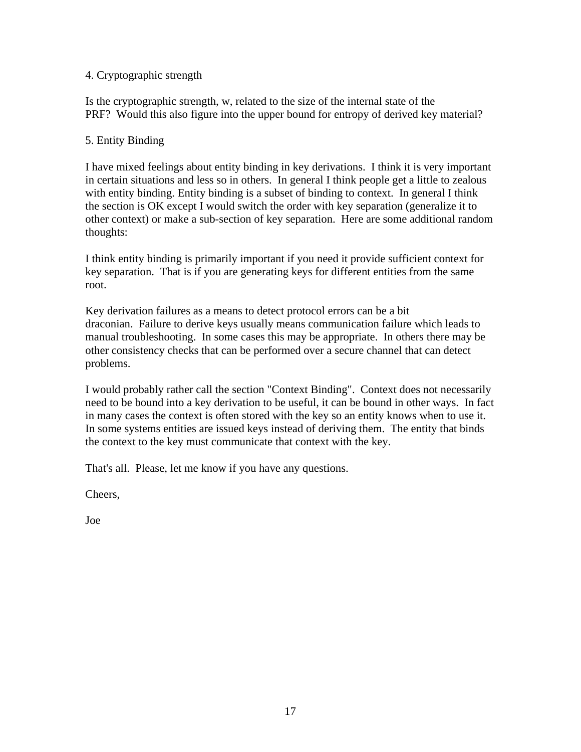4. Cryptographic strength

Is the cryptographic strength, w, related to the size of the internal state of the PRF? Would this also figure into the upper bound for entropy of derived key material?

5. Entity Binding

I have mixed feelings about entity binding in key derivations. I think it is very important in certain situations and less so in others. In general I think people get a little to zealous with entity binding. Entity binding is a subset of binding to context. In general I think the section is OK except I would switch the order with key separation (generalize it to other context) or make a sub-section of key separation. Here are some additional random thoughts:

I think entity binding is primarily important if you need it provide sufficient context for key separation. That is if you are generating keys for different entities from the same root.

Key derivation failures as a means to detect protocol errors can be a bit draconian. Failure to derive keys usually means communication failure which leads to manual troubleshooting. In some cases this may be appropriate. In others there may be other consistency checks that can be performed over a secure channel that can detect problems.

I would probably rather call the section "Context Binding". Context does not necessarily need to be bound into a key derivation to be useful, it can be bound in other ways. In fact in many cases the context is often stored with the key so an entity knows when to use it. In some systems entities are issued keys instead of deriving them. The entity that binds the context to the key must communicate that context with the key.

That's all. Please, let me know if you have any questions.

Cheers,

Joe